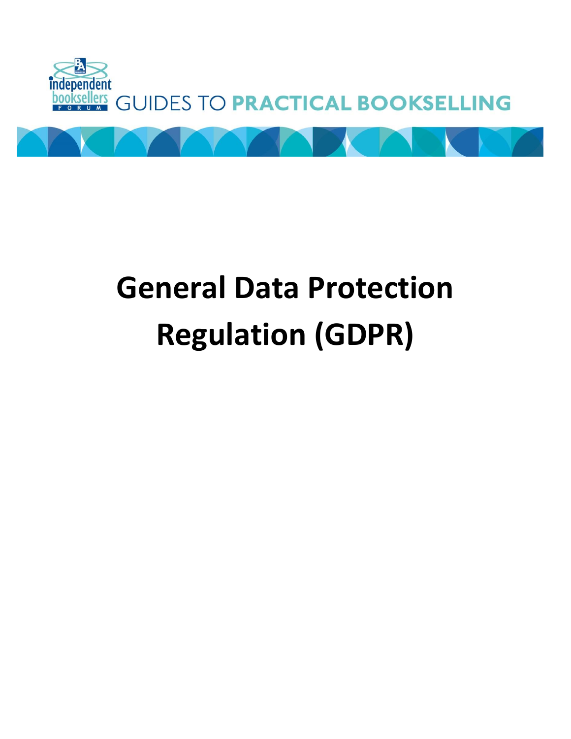independent booksellers FORUM GUIDES TO PRACTICAL BOOKSELLING

# General Data Protection Regulation (GDPR)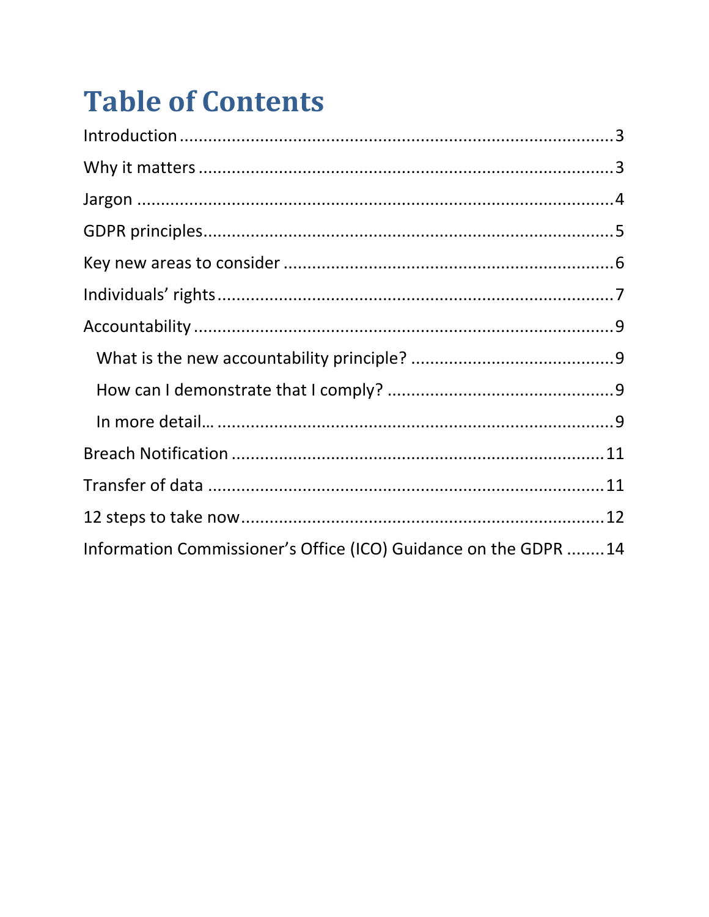# Table of Contents

Introduction ........................................................................................ 3
Why it matters ...................................................................................... 3
Jargon .................................................................................................. 4
GDPR principles .................................................................................... 5
Key new areas to consider .................................................................... 6
Individuals' rights ................................................................................. 7
Accountability ....................................................................................... 9
  What is the new accountability principle? ........................................... 9
  How can I demonstrate that I comply? ................................................ 9
  In more detail… ................................................................................... 9
Breach Notification ............................................................................... 11
Transfer of data .................................................................................... 11
12 steps to take now ............................................................................. 12
Information Commissioner's Office (ICO) Guidance on the GDPR ........ 14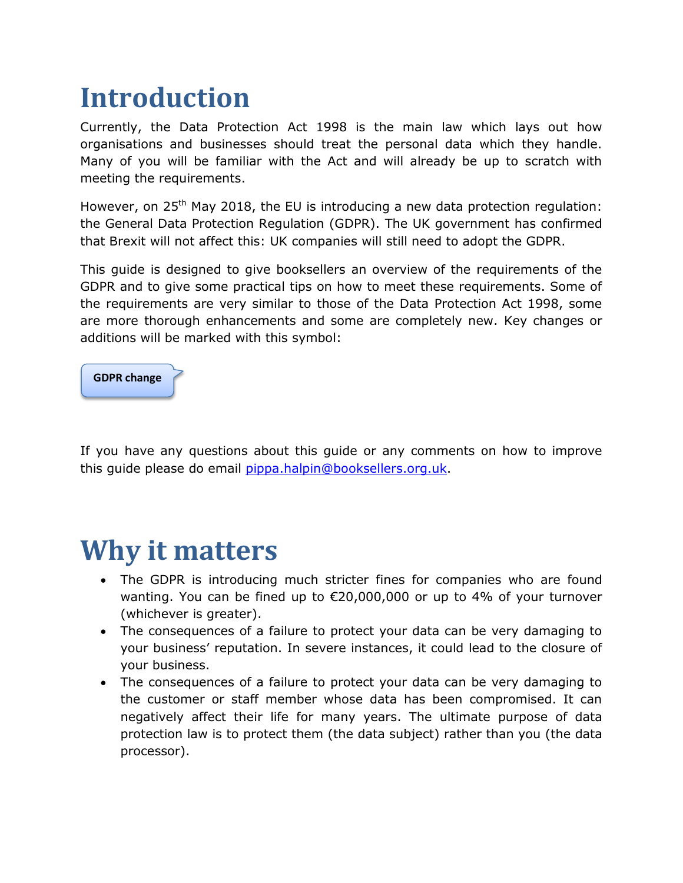# Introduction

Currently, the Data Protection Act 1998 is the main law which lays out how organisations and businesses should treat the personal data which they handle. Many of you will be familiar with the Act and will already be up to scratch with meeting the requirements.

However, on 25th May 2018, the EU is introducing a new data protection regulation: the General Data Protection Regulation (GDPR). The UK government has confirmed that Brexit will not affect this: UK companies will still need to adopt the GDPR.

This guide is designed to give booksellers an overview of the requirements of the GDPR and to give some practical tips on how to meet these requirements. Some of the requirements are very similar to those of the Data Protection Act 1998, some are more thorough enhancements and some are completely new. Key changes or additions will be marked with this symbol:

**GDPR change**

If you have any questions about this guide or any comments on how to improve this guide please do email pippa.halpin@booksellers.org.uk.

# Why it matters

- The GDPR is introducing much stricter fines for companies who are found wanting. You can be fined up to €20,000,000 or up to 4% of your turnover (whichever is greater).
- The consequences of a failure to protect your data can be very damaging to your business' reputation. In severe instances, it could lead to the closure of your business.
- The consequences of a failure to protect your data can be very damaging to the customer or staff member whose data has been compromised. It can negatively affect their life for many years. The ultimate purpose of data protection law is to protect them (the data subject) rather than you (the data processor).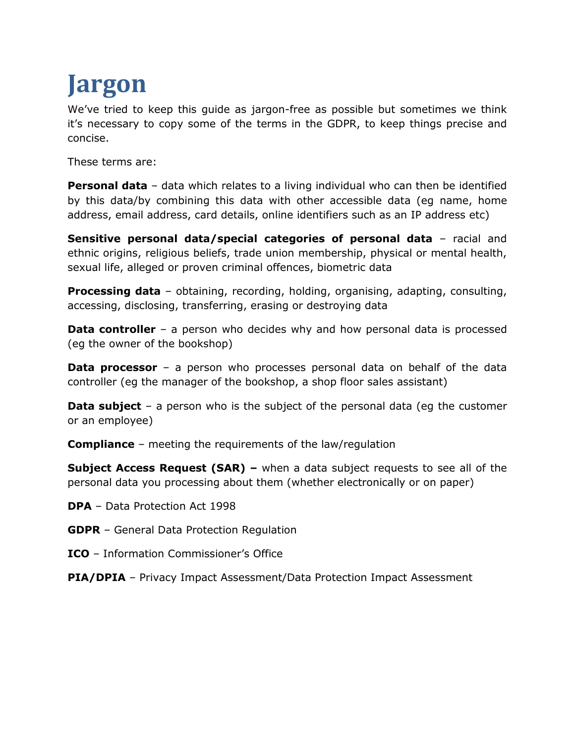# Jargon

We've tried to keep this guide as jargon-free as possible but sometimes we think it's necessary to copy some of the terms in the GDPR, to keep things precise and concise.

These terms are:

**Personal data** – data which relates to a living individual who can then be identified by this data/by combining this data with other accessible data (eg name, home address, email address, card details, online identifiers such as an IP address etc)

**Sensitive personal data/special categories of personal data** – racial and ethnic origins, religious beliefs, trade union membership, physical or mental health, sexual life, alleged or proven criminal offences, biometric data

**Processing data** – obtaining, recording, holding, organising, adapting, consulting, accessing, disclosing, transferring, erasing or destroying data

**Data controller** – a person who decides why and how personal data is processed (eg the owner of the bookshop)

**Data processor** – a person who processes personal data on behalf of the data controller (eg the manager of the bookshop, a shop floor sales assistant)

**Data subject** – a person who is the subject of the personal data (eg the customer or an employee)

**Compliance** – meeting the requirements of the law/regulation

**Subject Access Request (SAR) –** when a data subject requests to see all of the personal data you processing about them (whether electronically or on paper)

**DPA** – Data Protection Act 1998

**GDPR** – General Data Protection Regulation

**ICO** – Information Commissioner's Office

**PIA/DPIA** – Privacy Impact Assessment/Data Protection Impact Assessment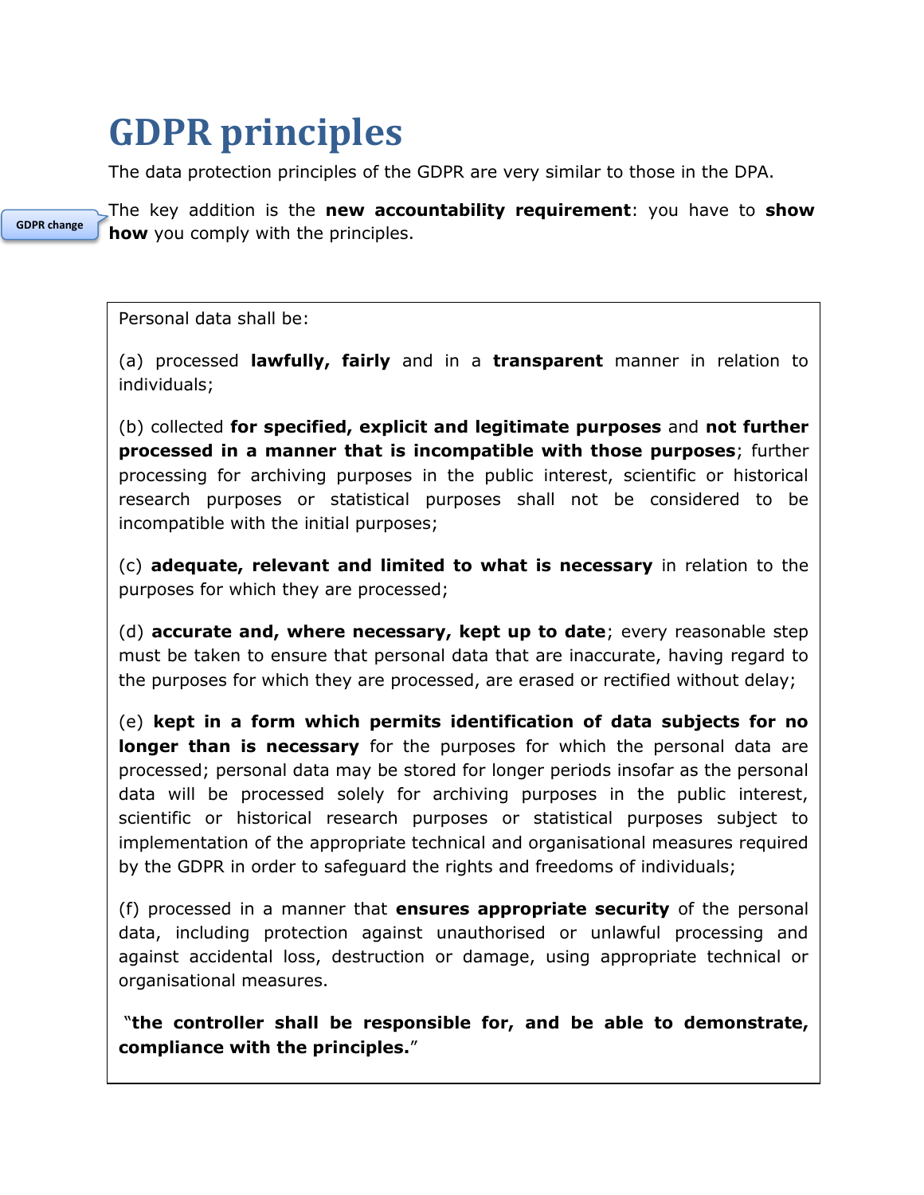# GDPR principles

The data protection principles of the GDPR are very similar to those in the DPA.

GDPR change

The key addition is the **new accountability requirement**: you have to **show how** you comply with the principles.

Personal data shall be:

(a) processed **lawfully, fairly** and in a **transparent** manner in relation to individuals;

(b) collected **for specified, explicit and legitimate purposes** and **not further processed in a manner that is incompatible with those purposes**; further processing for archiving purposes in the public interest, scientific or historical research purposes or statistical purposes shall not be considered to be incompatible with the initial purposes;

(c) **adequate, relevant and limited to what is necessary** in relation to the purposes for which they are processed;

(d) **accurate and, where necessary, kept up to date**; every reasonable step must be taken to ensure that personal data that are inaccurate, having regard to the purposes for which they are processed, are erased or rectified without delay;

(e) **kept in a form which permits identification of data subjects for no longer than is necessary** for the purposes for which the personal data are processed; personal data may be stored for longer periods insofar as the personal data will be processed solely for archiving purposes in the public interest, scientific or historical research purposes or statistical purposes subject to implementation of the appropriate technical and organisational measures required by the GDPR in order to safeguard the rights and freedoms of individuals;

(f) processed in a manner that **ensures appropriate security** of the personal data, including protection against unauthorised or unlawful processing and against accidental loss, destruction or damage, using appropriate technical or organisational measures.

"**the controller shall be responsible for, and be able to demonstrate, compliance with the principles.**"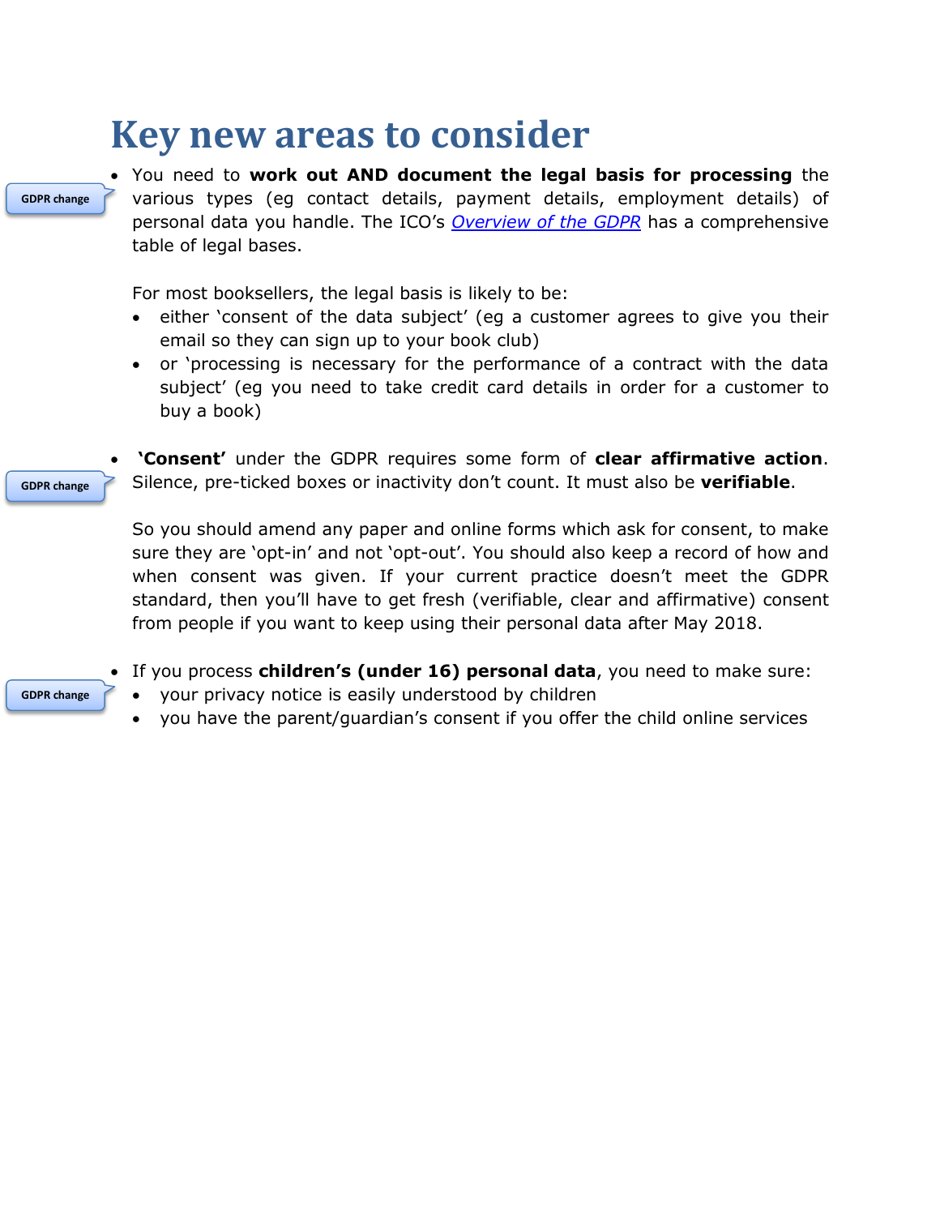# Key new areas to consider

GDPR change

- You need to **work out AND document the legal basis for processing** the various types (eg contact details, payment details, employment details) of personal data you handle. The ICO's *Overview of the GDPR* has a comprehensive table of legal bases.

  For most booksellers, the legal basis is likely to be:
  - either 'consent of the data subject' (eg a customer agrees to give you their email so they can sign up to your book club)
  - or 'processing is necessary for the performance of a contract with the data subject' (eg you need to take credit card details in order for a customer to buy a book)

GDPR change

- **'Consent'** under the GDPR requires some form of **clear affirmative action**. Silence, pre-ticked boxes or inactivity don't count. It must also be **verifiable**.

  So you should amend any paper and online forms which ask for consent, to make sure they are 'opt-in' and not 'opt-out'. You should also keep a record of how and when consent was given. If your current practice doesn't meet the GDPR standard, then you'll have to get fresh (verifiable, clear and affirmative) consent from people if you want to keep using their personal data after May 2018.

GDPR change

- If you process **children's (under 16) personal data**, you need to make sure:
  - your privacy notice is easily understood by children
  - you have the parent/guardian's consent if you offer the child online services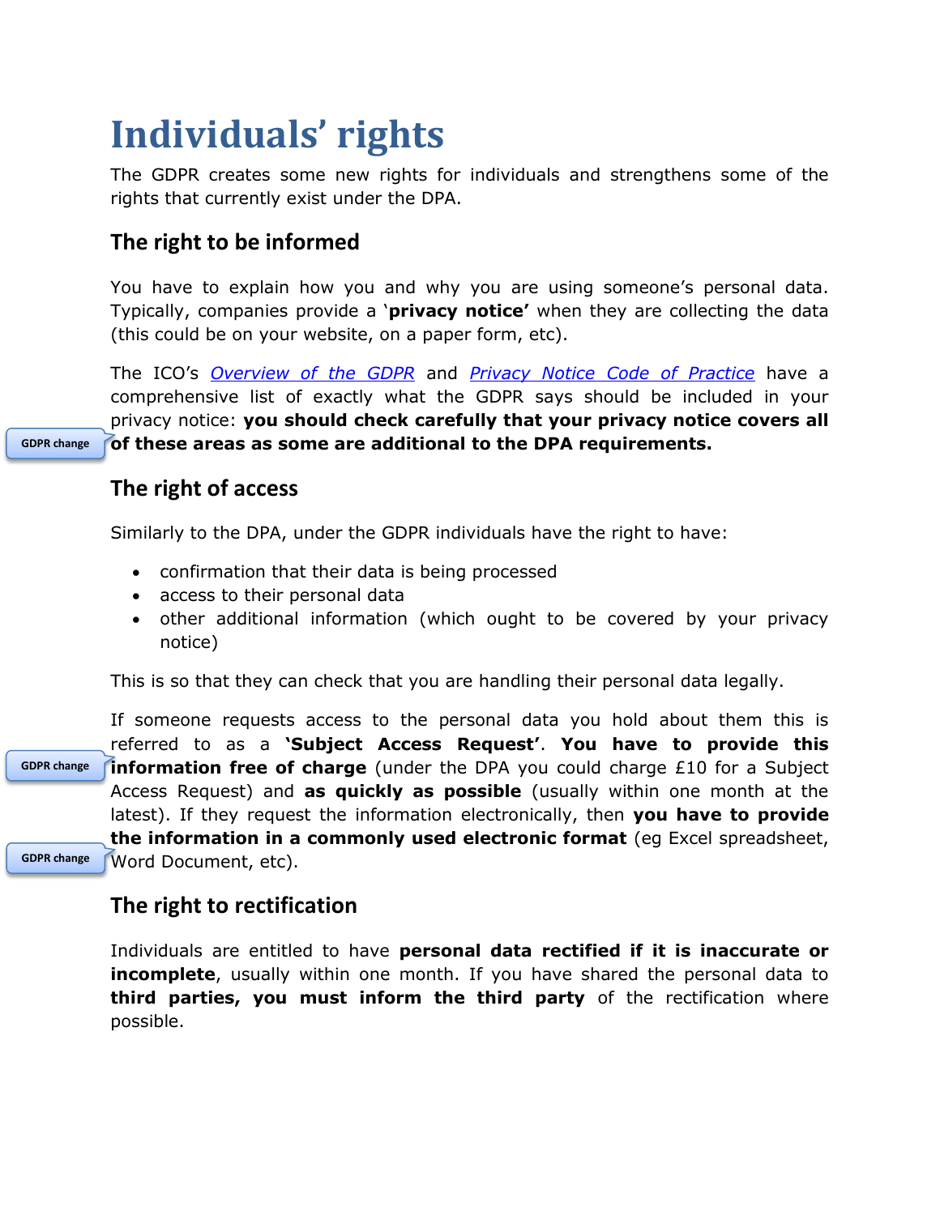# Individuals' rights

The GDPR creates some new rights for individuals and strengthens some of the rights that currently exist under the DPA.

## The right to be informed

You have to explain how you and why you are using someone's personal data. Typically, companies provide a '**privacy notice'** when they are collecting the data (this could be on your website, on a paper form, etc).

The ICO's *Overview of the GDPR* and *Privacy Notice Code of Practice* have a comprehensive list of exactly what the GDPR says should be included in your privacy notice: **you should check carefully that your privacy notice covers all of these areas as some are additional to the DPA requirements.**

GDPR change

## The right of access

Similarly to the DPA, under the GDPR individuals have the right to have:

- confirmation that their data is being processed
- access to their personal data
- other additional information (which ought to be covered by your privacy notice)

This is so that they can check that you are handling their personal data legally.

If someone requests access to the personal data you hold about them this is referred to as a **'Subject Access Request'**. **You have to provide this information free of charge** (under the DPA you could charge £10 for a Subject Access Request) and **as quickly as possible** (usually within one month at the latest). If they request the information electronically, then **you have to provide the information in a commonly used electronic format** (eg Excel spreadsheet, Word Document, etc).

GDPR change

GDPR change

## The right to rectification

Individuals are entitled to have **personal data rectified if it is inaccurate or incomplete**, usually within one month. If you have shared the personal data to **third parties, you must inform the third party** of the rectification where possible.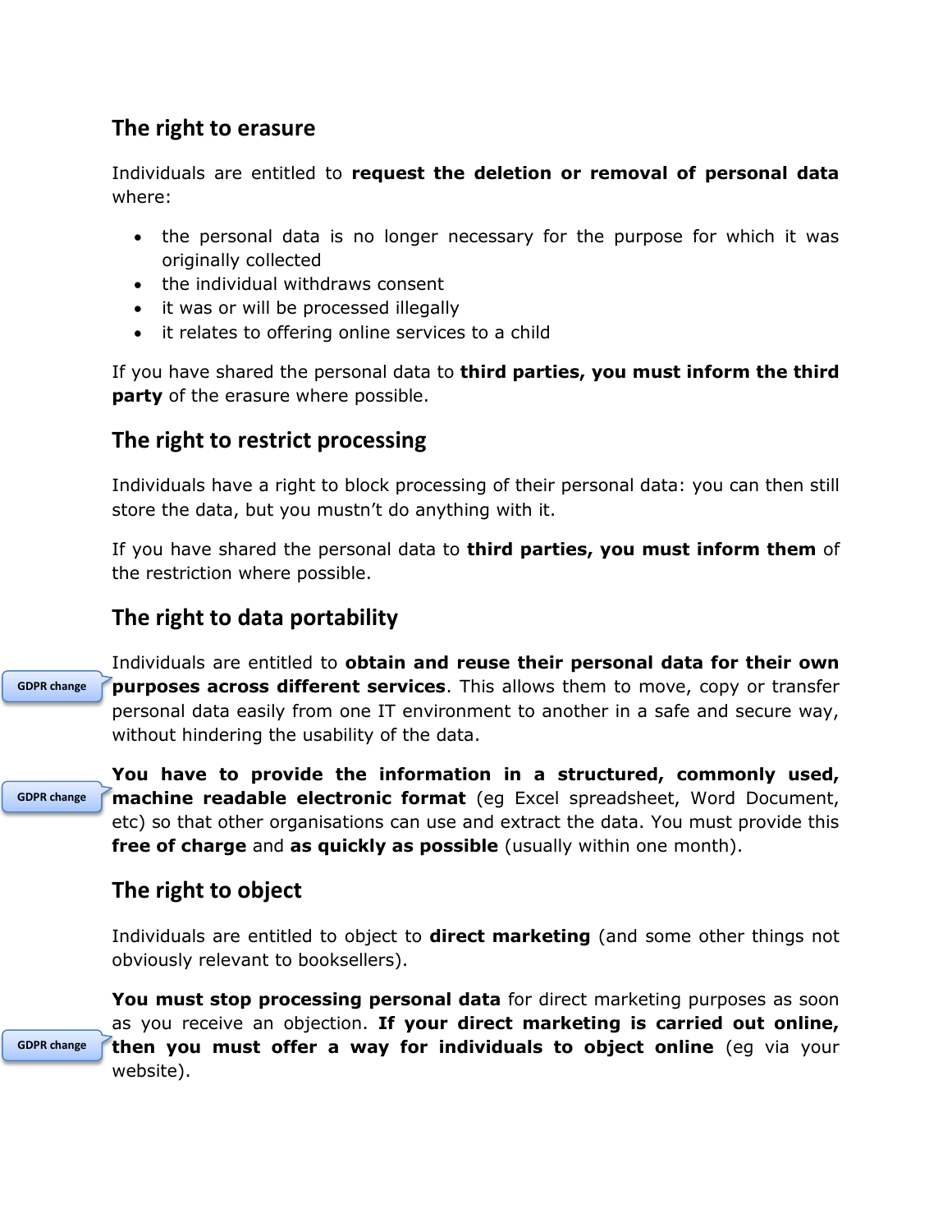## The right to erasure

Individuals are entitled to **request the deletion or removal of personal data** where:

- the personal data is no longer necessary for the purpose for which it was originally collected
- the individual withdraws consent
- it was or will be processed illegally
- it relates to offering online services to a child

If you have shared the personal data to **third parties, you must inform the third party** of the erasure where possible.

## The right to restrict processing

Individuals have a right to block processing of their personal data: you can then still store the data, but you mustn't do anything with it.

If you have shared the personal data to **third parties, you must inform them** of the restriction where possible.

## The right to data portability

GDPR change

Individuals are entitled to **obtain and reuse their personal data for their own purposes across different services**. This allows them to move, copy or transfer personal data easily from one IT environment to another in a safe and secure way, without hindering the usability of the data.

GDPR change

**You have to provide the information in a structured, commonly used, machine readable electronic format** (eg Excel spreadsheet, Word Document, etc) so that other organisations can use and extract the data. You must provide this **free of charge** and **as quickly as possible** (usually within one month).

## The right to object

Individuals are entitled to object to **direct marketing** (and some other things not obviously relevant to booksellers).

GDPR change

**You must stop processing personal data** for direct marketing purposes as soon as you receive an objection. **If your direct marketing is carried out online, then you must offer a way for individuals to object online** (eg via your website).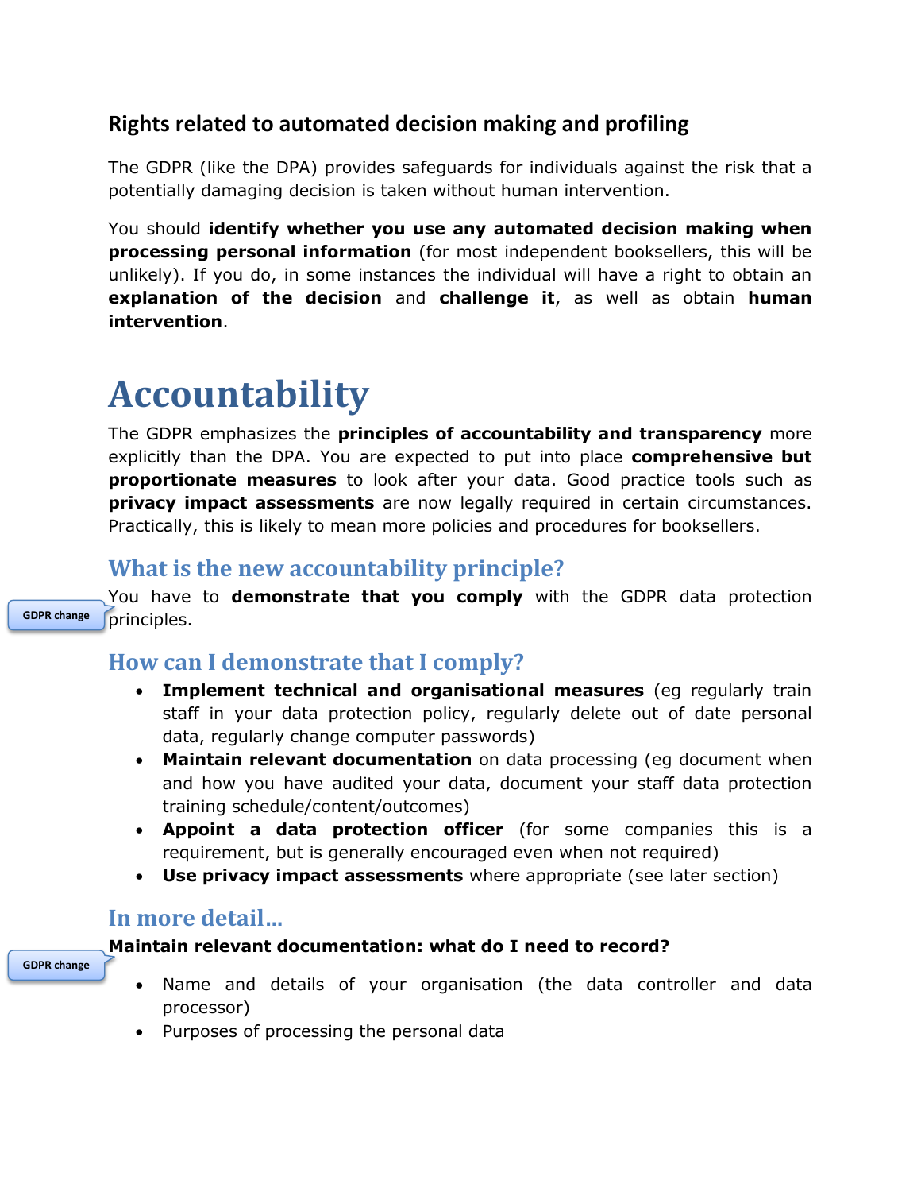### Rights related to automated decision making and profiling

The GDPR (like the DPA) provides safeguards for individuals against the risk that a potentially damaging decision is taken without human intervention.

You should **identify whether you use any automated decision making when processing personal information** (for most independent booksellers, this will be unlikely). If you do, in some instances the individual will have a right to obtain an **explanation of the decision** and **challenge it**, as well as obtain **human intervention**.

# Accountability

The GDPR emphasizes the **principles of accountability and transparency** more explicitly than the DPA. You are expected to put into place **comprehensive but proportionate measures** to look after your data. Good practice tools such as **privacy impact assessments** are now legally required in certain circumstances. Practically, this is likely to mean more policies and procedures for booksellers.

## What is the new accountability principle?

GDPR change

You have to **demonstrate that you comply** with the GDPR data protection principles.

## How can I demonstrate that I comply?

- **Implement technical and organisational measures** (eg regularly train staff in your data protection policy, regularly delete out of date personal data, regularly change computer passwords)
- **Maintain relevant documentation** on data processing (eg document when and how you have audited your data, document your staff data protection training schedule/content/outcomes)
- **Appoint a data protection officer** (for some companies this is a requirement, but is generally encouraged even when not required)
- **Use privacy impact assessments** where appropriate (see later section)

## In more detail…

GDPR change

**Maintain relevant documentation: what do I need to record?**

- Name and details of your organisation (the data controller and data processor)
- Purposes of processing the personal data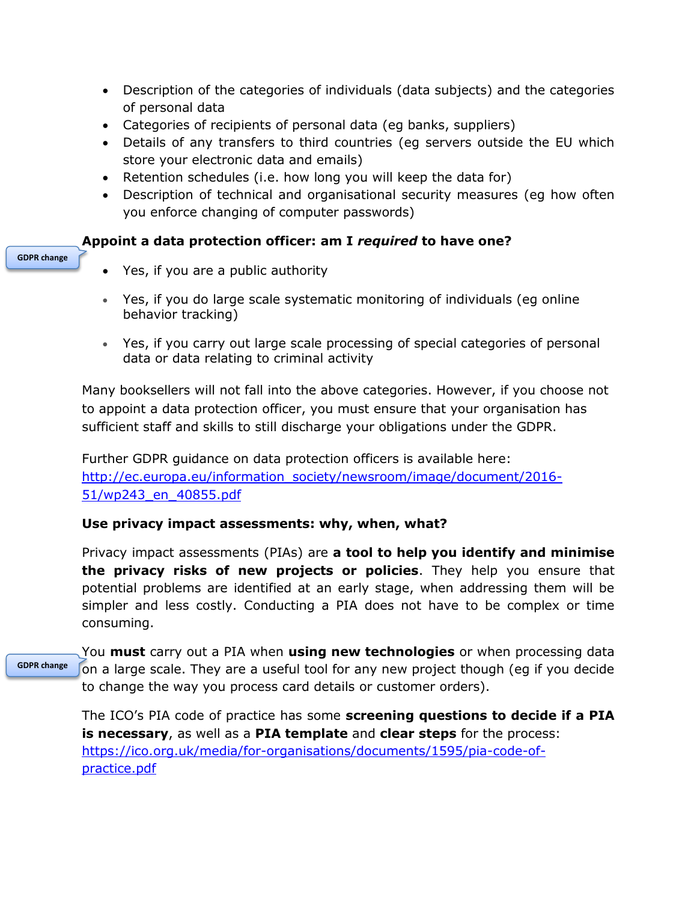- Description of the categories of individuals (data subjects) and the categories of personal data
- Categories of recipients of personal data (eg banks, suppliers)
- Details of any transfers to third countries (eg servers outside the EU which store your electronic data and emails)
- Retention schedules (i.e. how long you will keep the data for)
- Description of technical and organisational security measures (eg how often you enforce changing of computer passwords)

GDPR change

**Appoint a data protection officer: am I *required* to have one?**

- Yes, if you are a public authority
- Yes, if you do large scale systematic monitoring of individuals (eg online behavior tracking)
- Yes, if you carry out large scale processing of special categories of personal data or data relating to criminal activity

Many booksellers will not fall into the above categories. However, if you choose not to appoint a data protection officer, you must ensure that your organisation has sufficient staff and skills to still discharge your obligations under the GDPR.

Further GDPR guidance on data protection officers is available here: http://ec.europa.eu/information_society/newsroom/image/document/2016-51/wp243_en_40855.pdf

**Use privacy impact assessments: why, when, what?**

Privacy impact assessments (PIAs) are **a tool to help you identify and minimise the privacy risks of new projects or policies**. They help you ensure that potential problems are identified at an early stage, when addressing them will be simpler and less costly. Conducting a PIA does not have to be complex or time consuming.

GDPR change

You **must** carry out a PIA when **using new technologies** or when processing data on a large scale. They are a useful tool for any new project though (eg if you decide to change the way you process card details or customer orders).

The ICO's PIA code of practice has some **screening questions to decide if a PIA is necessary**, as well as a **PIA template** and **clear steps** for the process: https://ico.org.uk/media/for-organisations/documents/1595/pia-code-of-practice.pdf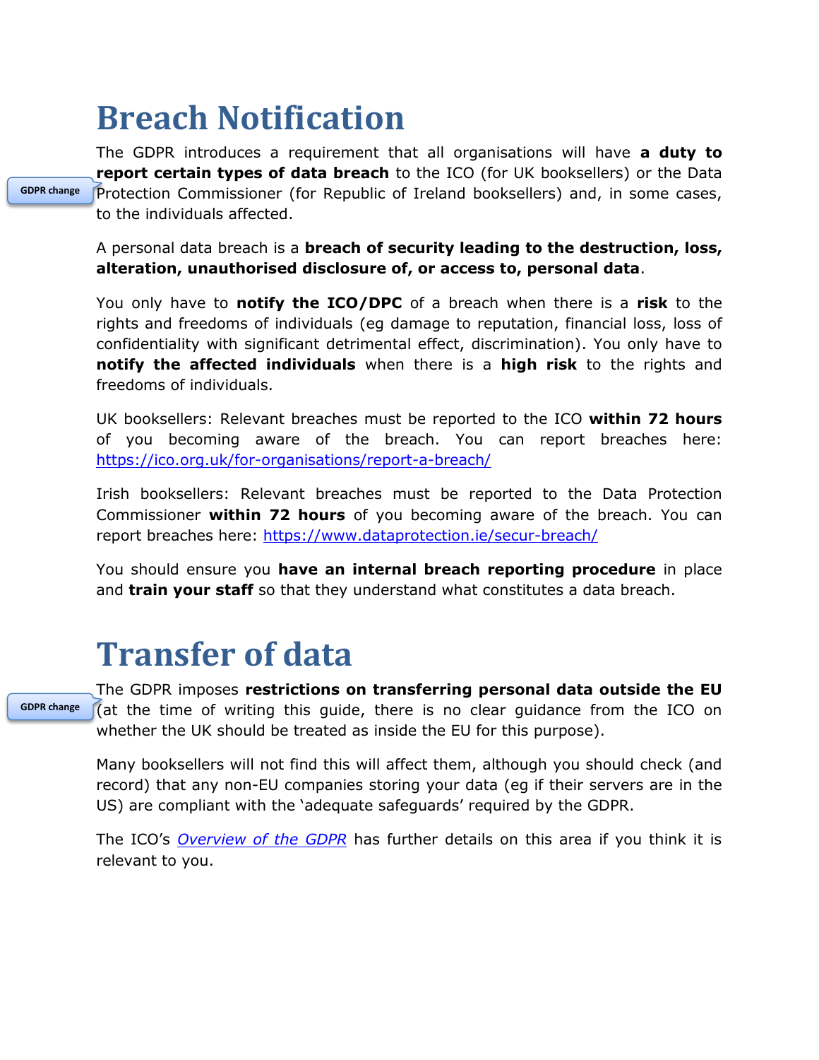# Breach Notification

GDPR change

The GDPR introduces a requirement that all organisations will have **a duty to report certain types of data breach** to the ICO (for UK booksellers) or the Data Protection Commissioner (for Republic of Ireland booksellers) and, in some cases, to the individuals affected.

A personal data breach is a **breach of security leading to the destruction, loss, alteration, unauthorised disclosure of, or access to, personal data**.

You only have to **notify the ICO/DPC** of a breach when there is a **risk** to the rights and freedoms of individuals (eg damage to reputation, financial loss, loss of confidentiality with significant detrimental effect, discrimination). You only have to **notify the affected individuals** when there is a **high risk** to the rights and freedoms of individuals.

UK booksellers: Relevant breaches must be reported to the ICO **within 72 hours** of you becoming aware of the breach. You can report breaches here: [https://ico.org.uk/for-organisations/report-a-breach/](https://ico.org.uk/for-organisations/report-a-breach/)

Irish booksellers: Relevant breaches must be reported to the Data Protection Commissioner **within 72 hours** of you becoming aware of the breach. You can report breaches here: [https://www.dataprotection.ie/secur-breach/](https://www.dataprotection.ie/secur-breach/)

You should ensure you **have an internal breach reporting procedure** in place and **train your staff** so that they understand what constitutes a data breach.

# Transfer of data

GDPR change

The GDPR imposes **restrictions on transferring personal data outside the EU** (at the time of writing this guide, there is no clear guidance from the ICO on whether the UK should be treated as inside the EU for this purpose).

Many booksellers will not find this will affect them, although you should check (and record) that any non-EU companies storing your data (eg if their servers are in the US) are compliant with the 'adequate safeguards' required by the GDPR.

The ICO's *Overview of the GDPR* has further details on this area if you think it is relevant to you.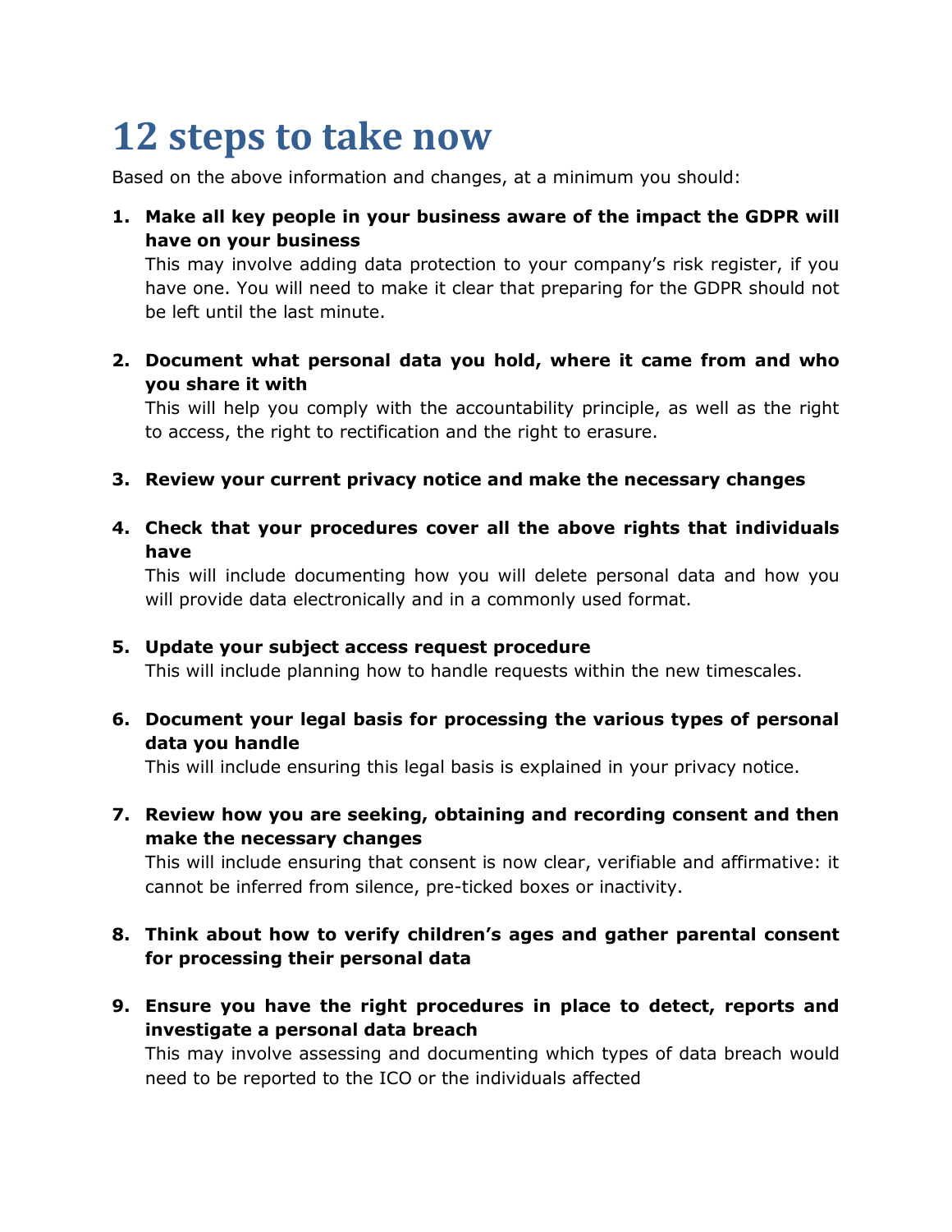# 12 steps to take now

Based on the above information and changes, at a minimum you should:

1. **Make all key people in your business aware of the impact the GDPR will have on your business**
   This may involve adding data protection to your company's risk register, if you have one. You will need to make it clear that preparing for the GDPR should not be left until the last minute.

2. **Document what personal data you hold, where it came from and who you share it with**
   This will help you comply with the accountability principle, as well as the right to access, the right to rectification and the right to erasure.

3. **Review your current privacy notice and make the necessary changes**

4. **Check that your procedures cover all the above rights that individuals have**
   This will include documenting how you will delete personal data and how you will provide data electronically and in a commonly used format.

5. **Update your subject access request procedure**
   This will include planning how to handle requests within the new timescales.

6. **Document your legal basis for processing the various types of personal data you handle**
   This will include ensuring this legal basis is explained in your privacy notice.

7. **Review how you are seeking, obtaining and recording consent and then make the necessary changes**
   This will include ensuring that consent is now clear, verifiable and affirmative: it cannot be inferred from silence, pre-ticked boxes or inactivity.

8. **Think about how to verify children's ages and gather parental consent for processing their personal data**

9. **Ensure you have the right procedures in place to detect, reports and investigate a personal data breach**
   This may involve assessing and documenting which types of data breach would need to be reported to the ICO or the individuals affected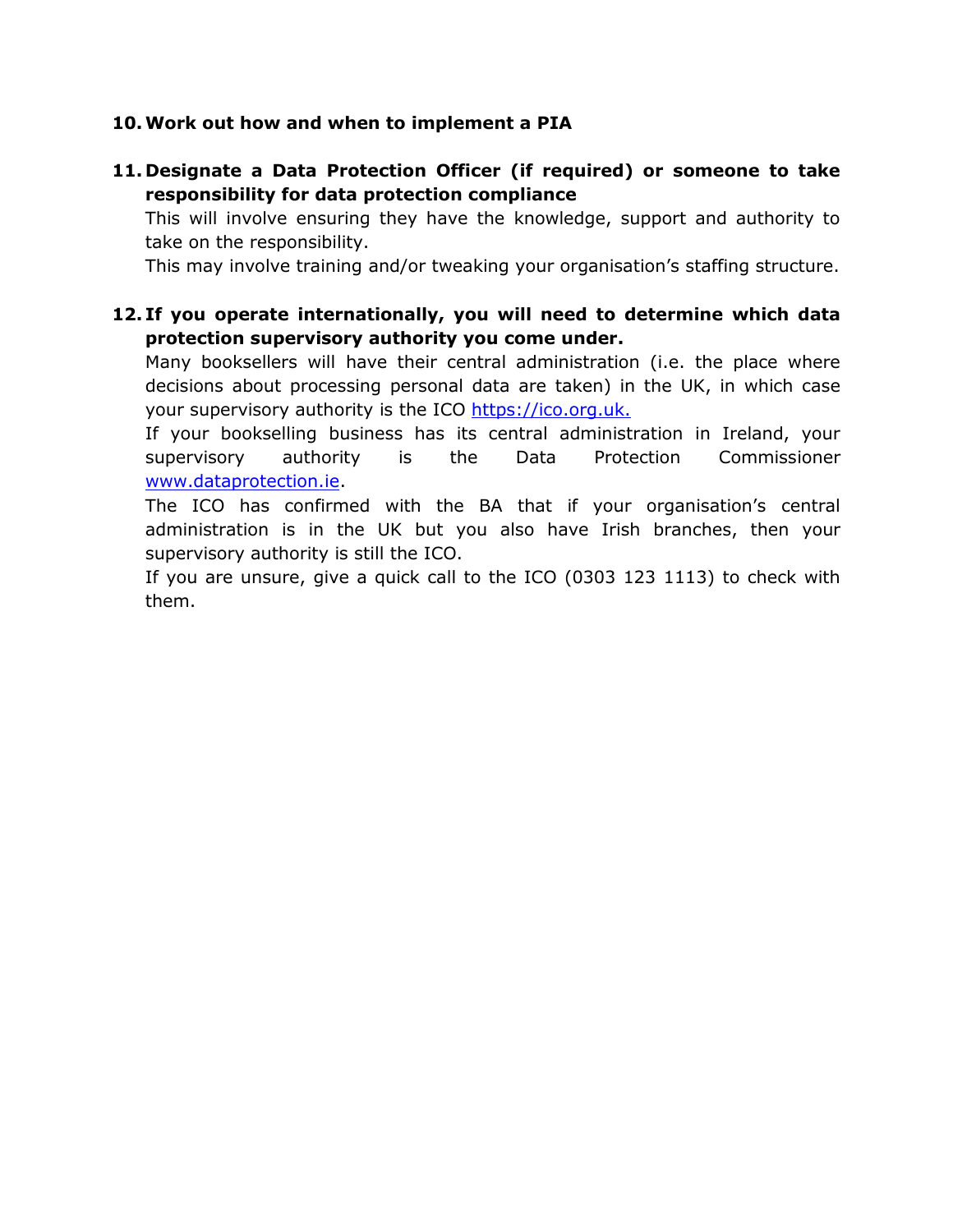10. **Work out how and when to implement a PIA**

11. **Designate a Data Protection Officer (if required) or someone to take responsibility for data protection compliance**

    This will involve ensuring they have the knowledge, support and authority to take on the responsibility.

    This may involve training and/or tweaking your organisation's staffing structure.

12. **If you operate internationally, you will need to determine which data protection supervisory authority you come under.**

    Many booksellers will have their central administration (i.e. the place where decisions about processing personal data are taken) in the UK, in which case your supervisory authority is the ICO [https://ico.org.uk.](https://ico.org.uk)

    If your bookselling business has its central administration in Ireland, your supervisory authority is the Data Protection Commissioner [www.dataprotection.ie](http://www.dataprotection.ie).

    The ICO has confirmed with the BA that if your organisation's central administration is in the UK but you also have Irish branches, then your supervisory authority is still the ICO.

    If you are unsure, give a quick call to the ICO (0303 123 1113) to check with them.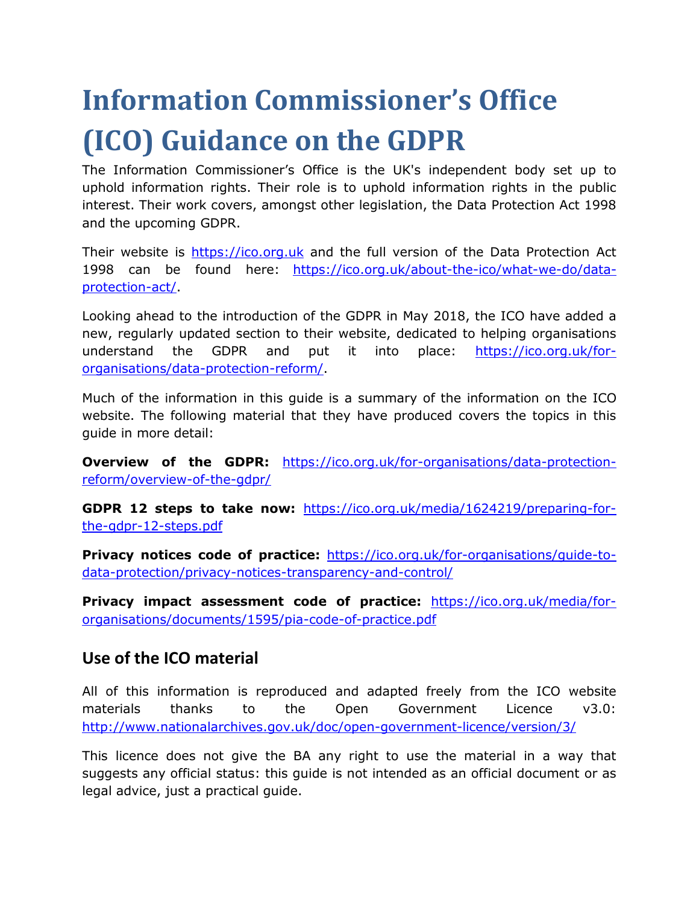# Information Commissioner's Office (ICO) Guidance on the GDPR

The Information Commissioner's Office is the UK's independent body set up to uphold information rights. Their role is to uphold information rights in the public interest. Their work covers, amongst other legislation, the Data Protection Act 1998 and the upcoming GDPR.

Their website is https://ico.org.uk and the full version of the Data Protection Act 1998 can be found here: https://ico.org.uk/about-the-ico/what-we-do/data-protection-act/.

Looking ahead to the introduction of the GDPR in May 2018, the ICO have added a new, regularly updated section to their website, dedicated to helping organisations understand the GDPR and put it into place: https://ico.org.uk/for-organisations/data-protection-reform/.

Much of the information in this guide is a summary of the information on the ICO website. The following material that they have produced covers the topics in this guide in more detail:

**Overview of the GDPR:** https://ico.org.uk/for-organisations/data-protection-reform/overview-of-the-gdpr/

**GDPR 12 steps to take now:** https://ico.org.uk/media/1624219/preparing-for-the-gdpr-12-steps.pdf

**Privacy notices code of practice:** https://ico.org.uk/for-organisations/guide-to-data-protection/privacy-notices-transparency-and-control/

**Privacy impact assessment code of practice:** https://ico.org.uk/media/for-organisations/documents/1595/pia-code-of-practice.pdf

## Use of the ICO material

All of this information is reproduced and adapted freely from the ICO website materials thanks to the Open Government Licence v3.0: http://www.nationalarchives.gov.uk/doc/open-government-licence/version/3/

This licence does not give the BA any right to use the material in a way that suggests any official status: this guide is not intended as an official document or as legal advice, just a practical guide.